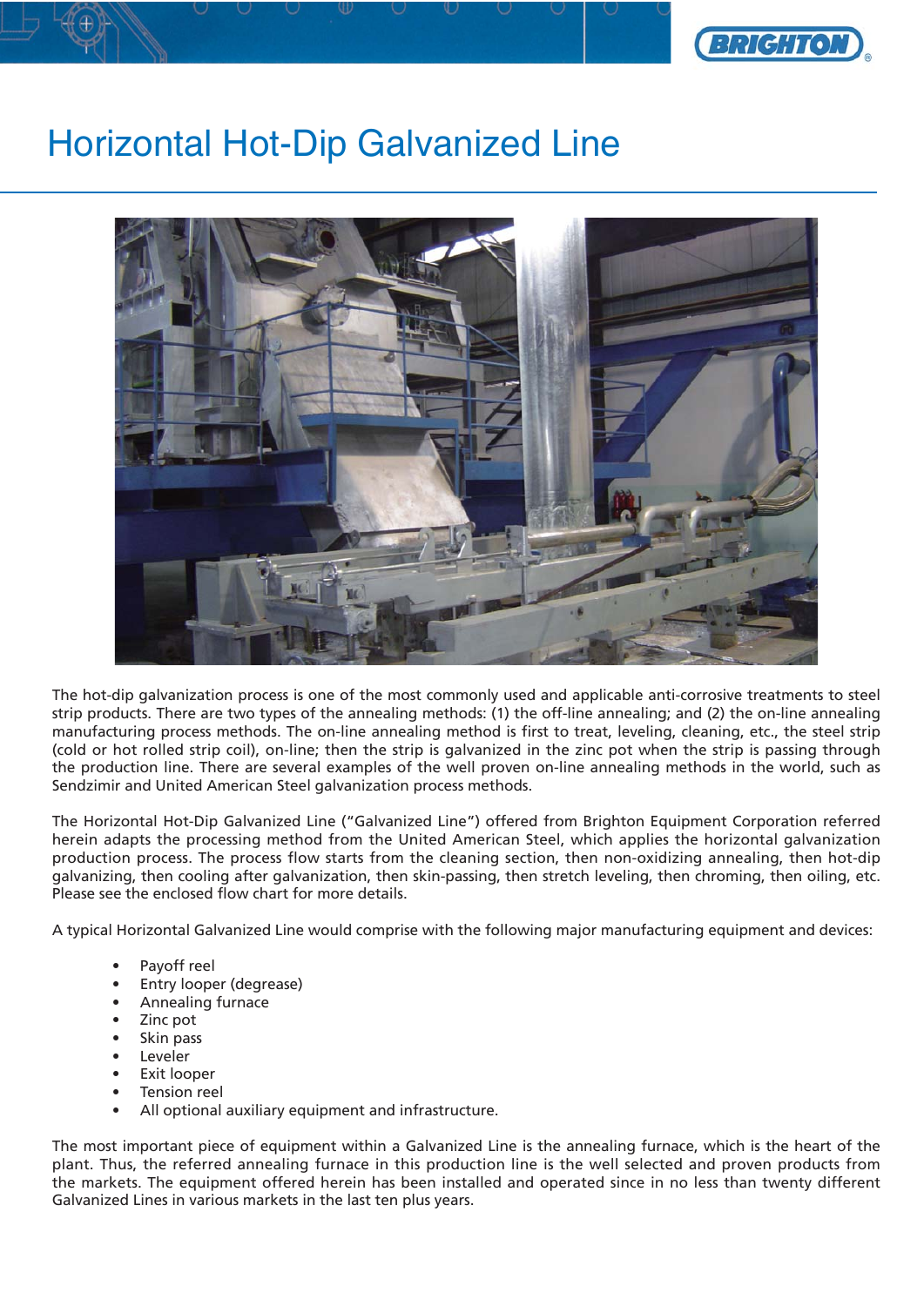# Horizontal Hot-Dip Galvanized Line

The hot-dip galvanization process is one of the most commonly used and applicable anti-corrosive treatments to steel strip products. There are two types of the annealing methods: (1) the off-line annealing; and (2) the on-line annealing manufacturing process methods. The on-line annealing method is first to treat, leveling, cleaning, etc., the steel strip (cold or hot rolled strip coil), on-line; then the strip is galvanized in the zinc pot when the strip is passing through the production line. There are several examples of the well proven on-line annealing methods in the world, such as Sendzimir and United American Steel galvanization process methods.

The Horizontal Hot-Dip Galvanized Line ("Galvanized Line") offered from Brighton Equipment Corporation referred herein adapts the processing method from the United American Steel, which applies the horizontal galvanization production process. The process flow starts from the cleaning section, then non-oxidizing annealing, then hot-dip galvanizing, then cooling after galvanization, then skin-passing, then stretch leveling, then chroming, then oiling, etc. Please see the enclosed flow chart for more details.

A typical Horizontal Galvanized Line would comprise with the following major manufacturing equipment and devices:

- Payoff reel
- Entry looper (degrease)
- Annealing furnace
- Zinc pot
- Skin pass
- Leveler
- Exit looper
- Tension reel
- All optional auxiliary equipment and infrastructure.

The most important piece of equipment within a Galvanized Line is the annealing furnace, which is the heart of the plant. Thus, the referred annealing furnace in this production line is the well selected and proven products from the markets. The equipment offered herein has been installed and operated since in no less than twenty different Galvanized Lines in various markets in the last ten plus years.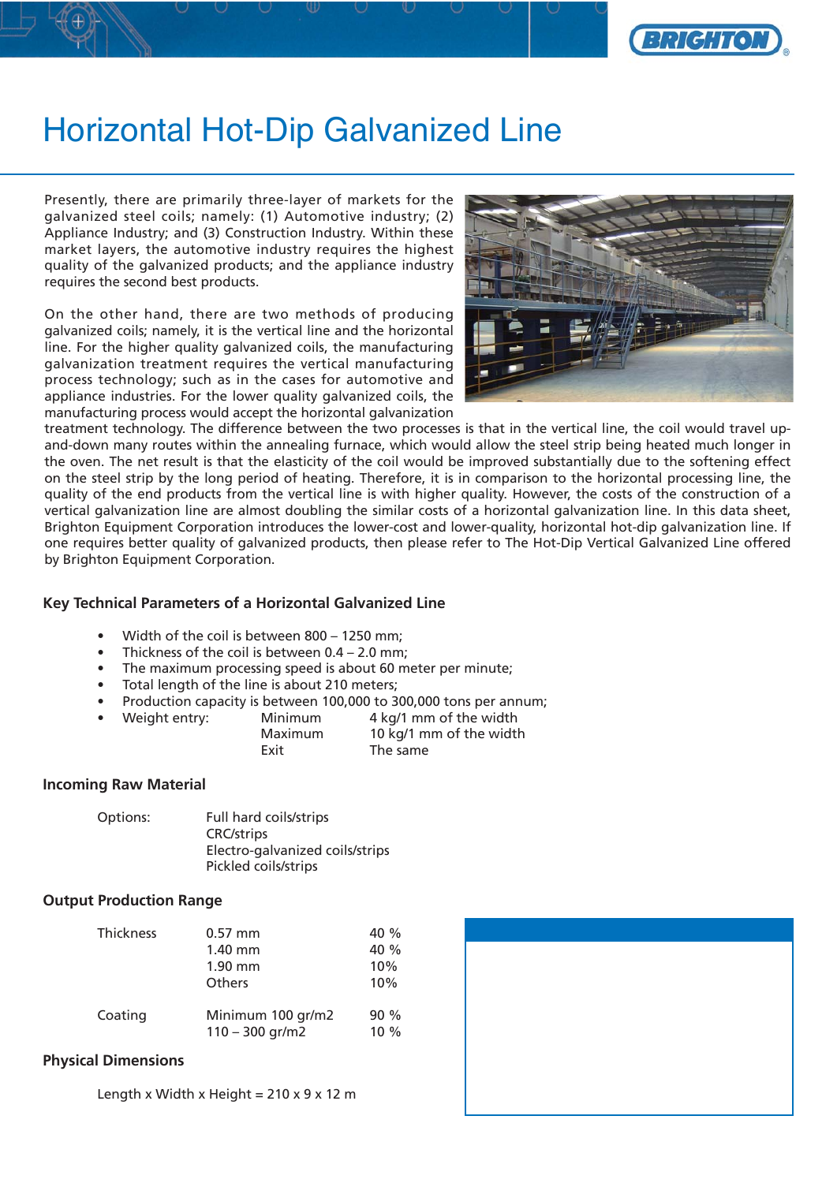# Horizontal Hot-Dip Galvanized Line

Presently, there are primarily three-layer of markets for the galvanized steel coils; namely: (1) Automotive industry; (2) Appliance Industry; and (3) Construction Industry. Within these market layers, the automotive industry requires the highest quality of the galvanized products; and the appliance industry requires the second best products.

On the other hand, there are two methods of producing galvanized coils; namely, it is the vertical line and the horizontal line. For the higher quality galvanized coils, the manufacturing galvanization treatment requires the vertical manufacturing process technology; such as in the cases for automotive and appliance industries. For the lower quality galvanized coils, the manufacturing process would accept the horizontal galvanization treatment technology. The difference between the two processes is that in the vertical line, the coil would travel up-and-down many routes within the annealing furnace, which would allow the steel strip being heated much longer in the oven. The net result is that the elasticity of the coil would be improved substantially due to the softening effect on the steel strip by the long period of heating. Therefore, it is in comparison to the horizontal processing line, the quality of the end products from the vertical line is with higher quality. However, the costs of the construction of a vertical galvanization line are almost doubling the similar costs of a horizontal galvanization line. In this data sheet, Brighton Equipment Corporation introduces the lower-cost and lower-quality, horizontal hot-dip galvanization line. If one requires better quality of galvanized products, then please refer to The Hot-Dip Vertical Galvanized Line offered by Brighton Equipment Corporation.

### Key Technical Parameters of a Horizontal Galvanized Line

- Width of the coil is between 800 – 1250 mm;
- Thickness of the coil is between 0.4 – 2.0 mm;
- The maximum processing speed is about 60 meter per minute;
- Total length of the line is about 210 meters;
- Production capacity is between 100,000 to 300,000 tons per annum;
- Weight entry:

| | | |
|---|---|---|
| Weight entry: | Minimum | 4 kg/1 mm of the width |
| | Maximum | 10 kg/1 mm of the width |
| | Exit | The same |

### Incoming Raw Material

Options:
- Full hard coils/strips
- CRC/strips
- Electro-galvanized coils/strips
- Pickled coils/strips

### Output Production Range

| | | |
|---|---|---|
| Thickness | 0.57 mm | 40 % |
| | 1.40 mm | 40 % |
| | 1.90 mm | 10% |
| | Others | 10% |
| Coating | Minimum 100 gr/m2 | 90 % |
| | 110 – 300 gr/m2 | 10 % |

### Physical Dimensions

Length x Width x Height = 210 x 9 x 12 m